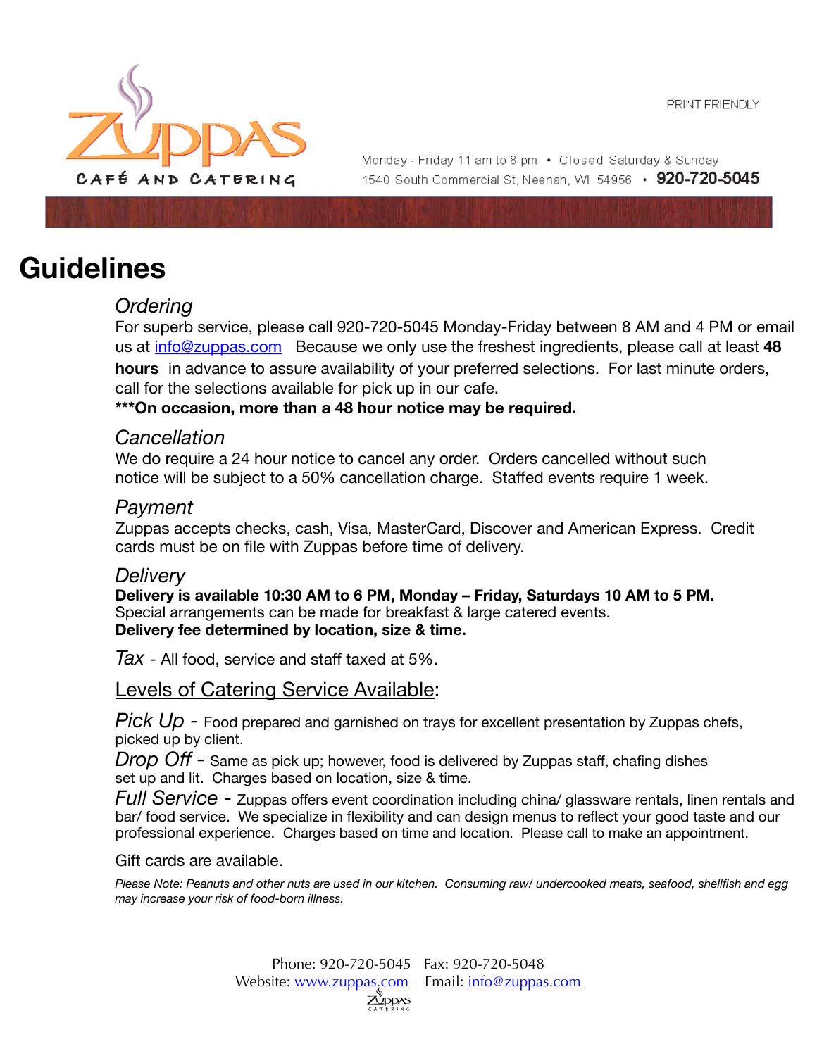ZUPPAS
CAFÉ AND CATERING

PRINT FRIENDLY

Monday - Friday 11 am to 8 pm • Closed Saturday & Sunday
1540 South Commercial St, Neenah, WI 54956 • **920-720-5045**

# Guidelines

### *Ordering*

For superb service, please call 920-720-5045 Monday-Friday between 8 AM and 4 PM or email us at info@zuppas.com Because we only use the freshest ingredients, please call at least **48 hours** in advance to assure availability of your preferred selections. For last minute orders, call for the selections available for pick up in our cafe.

**\*\*\*On occasion, more than a 48 hour notice may be required.**

### *Cancellation*

We do require a 24 hour notice to cancel any order. Orders cancelled without such notice will be subject to a 50% cancellation charge. Staffed events require 1 week.

### *Payment*

Zuppas accepts checks, cash, Visa, MasterCard, Discover and American Express. Credit cards must be on file with Zuppas before time of delivery.

### *Delivery*

**Delivery is available 10:30 AM to 6 PM, Monday – Friday, Saturdays 10 AM to 5 PM.**
Special arrangements can be made for breakfast & large catered events.
**Delivery fee determined by location, size & time.**

*Tax* - All food, service and staff taxed at 5%.

### Levels of Catering Service Available:

*Pick Up* - Food prepared and garnished on trays for excellent presentation by Zuppas chefs, picked up by client.

*Drop Off* - Same as pick up; however, food is delivered by Zuppas staff, chafing dishes set up and lit. Charges based on location, size & time.

*Full Service* - Zuppas offers event coordination including china/ glassware rentals, linen rentals and bar/ food service. We specialize in flexibility and can design menus to reflect your good taste and our professional experience. Charges based on time and location. Please call to make an appointment.

Gift cards are available.

*Please Note: Peanuts and other nuts are used in our kitchen. Consuming raw/ undercooked meats, seafood, shellfish and egg may increase your risk of food-born illness.*

Phone: 920-720-5045 Fax: 920-720-5048
Website: www.zuppas.com Email: info@zuppas.com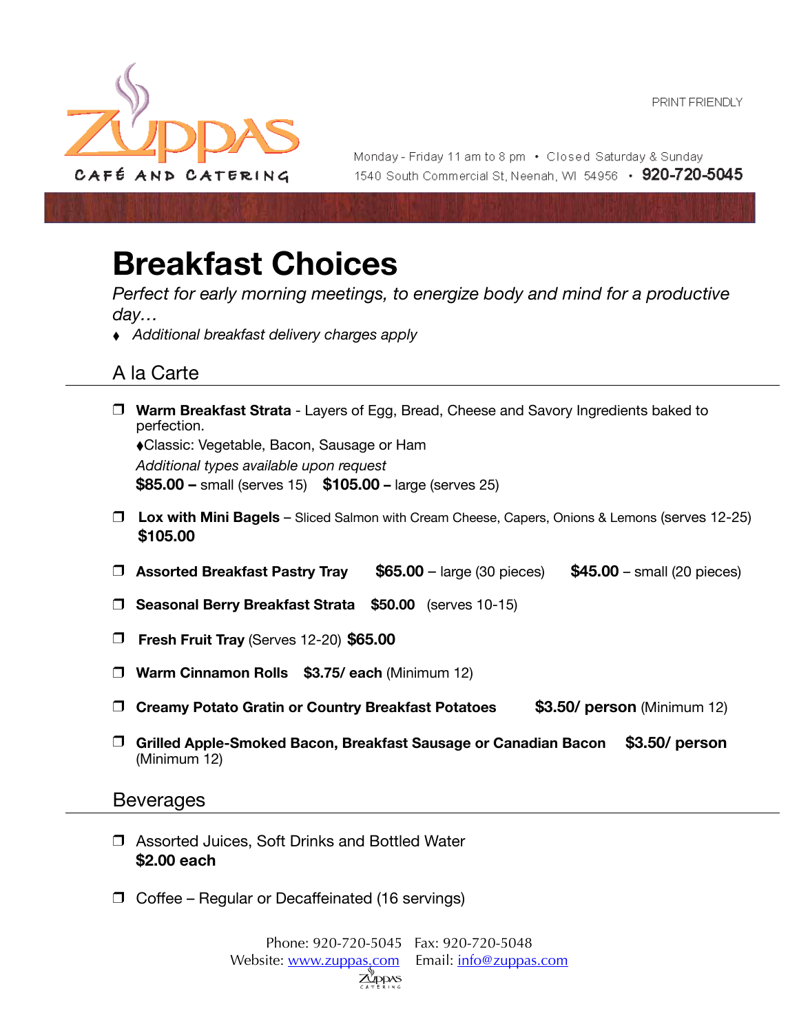PRINT FRIENDLY

Monday - Friday 11 am to 8 pm • Closed Saturday & Sunday
1540 South Commercial St, Neenah, WI 54956 • **920-720-5045**

# Breakfast Choices

*Perfect for early morning meetings, to energize body and mind for a productive day…*

- *Additional breakfast delivery charges apply*

## A la Carte

- ❒ **Warm Breakfast Strata** - Layers of Egg, Bread, Cheese and Savory Ingredients baked to perfection.
  ♦Classic: Vegetable, Bacon, Sausage or Ham
  *Additional types available upon request*
  **$85.00 –** small (serves 15) **$105.00 –** large (serves 25)

- ❒ **Lox with Mini Bagels** – Sliced Salmon with Cream Cheese, Capers, Onions & Lemons (serves 12-25)
  **$105.00**

- ❒ **Assorted Breakfast Pastry Tray** **$65.00** – large (30 pieces) **$45.00** – small (20 pieces)

- ❒ **Seasonal Berry Breakfast Strata** **$50.00** (serves 10-15)

- ❒ **Fresh Fruit Tray** (Serves 12-20) **$65.00**

- ❒ **Warm Cinnamon Rolls** **$3.75/ each** (Minimum 12)

- ❒ **Creamy Potato Gratin or Country Breakfast Potatoes** **$3.50/ person** (Minimum 12)

- ❒ **Grilled Apple-Smoked Bacon, Breakfast Sausage or Canadian Bacon** **$3.50/ person** (Minimum 12)

## Beverages

- ❒ Assorted Juices, Soft Drinks and Bottled Water
  **$2.00 each**

- ❒ Coffee – Regular or Decaffeinated (16 servings)

Phone: 920-720-5045 Fax: 920-720-5048
Website: www.zuppas.com Email: info@zuppas.com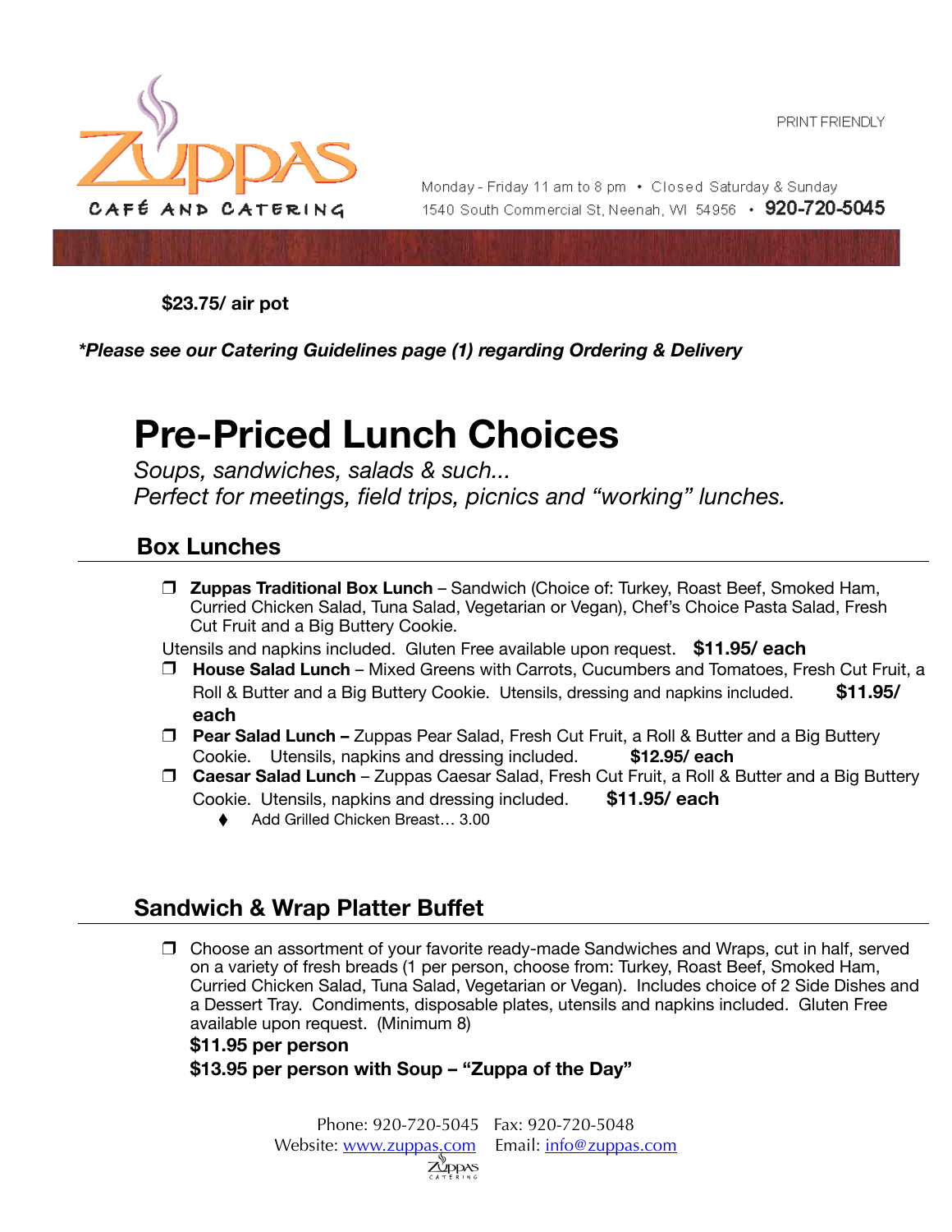**$23.75/ air pot**

***Please see our Catering Guidelines page (1) regarding Ordering & Delivery**

# Pre-Priced Lunch Choices

*Soups, sandwiches, salads & such...*
*Perfect for meetings, field trips, picnics and "working" lunches.*

## Box Lunches

- ❒ **Zuppas Traditional Box Lunch** – Sandwich (Choice of: Turkey, Roast Beef, Smoked Ham, Curried Chicken Salad, Tuna Salad, Vegetarian or Vegan), Chef's Choice Pasta Salad, Fresh Cut Fruit and a Big Buttery Cookie.
  Utensils and napkins included. Gluten Free available upon request. **$11.95/ each**
- ❒ **House Salad Lunch** – Mixed Greens with Carrots, Cucumbers and Tomatoes, Fresh Cut Fruit, a Roll & Butter and a Big Buttery Cookie. Utensils, dressing and napkins included. **$11.95/ each**
- ❒ **Pear Salad Lunch –** Zuppas Pear Salad, Fresh Cut Fruit, a Roll & Butter and a Big Buttery Cookie. Utensils, napkins and dressing included. **$12.95/ each**
- ❒ **Caesar Salad Lunch** – Zuppas Caesar Salad, Fresh Cut Fruit, a Roll & Butter and a Big Buttery Cookie. Utensils, napkins and dressing included. **$11.95/ each**
  - Add Grilled Chicken Breast… 3.00

## Sandwich & Wrap Platter Buffet

- ❒ Choose an assortment of your favorite ready-made Sandwiches and Wraps, cut in half, served on a variety of fresh breads (1 per person, choose from: Turkey, Roast Beef, Smoked Ham, Curried Chicken Salad, Tuna Salad, Vegetarian or Vegan). Includes choice of 2 Side Dishes and a Dessert Tray. Condiments, disposable plates, utensils and napkins included. Gluten Free available upon request. (Minimum 8)
  **$11.95 per person**
  **$13.95 per person with Soup – "Zuppa of the Day"**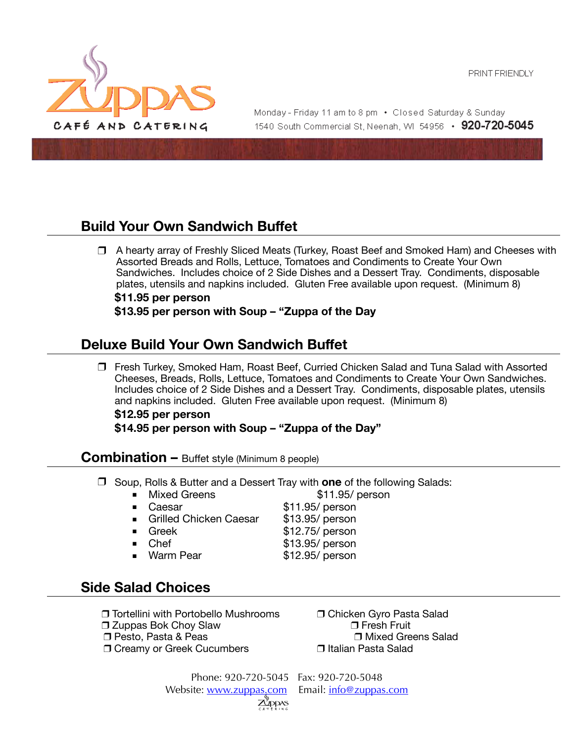ZUPPAS CAFÉ AND CATERING

PRINT FRIENDLY

Monday - Friday 11 am to 8 pm • Closed Saturday & Sunday
1540 South Commercial St, Neenah, WI 54956 • **920-720-5045**

## Build Your Own Sandwich Buffet

❒ A hearty array of Freshly Sliced Meats (Turkey, Roast Beef and Smoked Ham) and Cheeses with Assorted Breads and Rolls, Lettuce, Tomatoes and Condiments to Create Your Own Sandwiches. Includes choice of 2 Side Dishes and a Dessert Tray. Condiments, disposable plates, utensils and napkins included. Gluten Free available upon request. (Minimum 8)

**$11.95 per person**

**$13.95 per person with Soup – "Zuppa of the Day**

## Deluxe Build Your Own Sandwich Buffet

❒ Fresh Turkey, Smoked Ham, Roast Beef, Curried Chicken Salad and Tuna Salad with Assorted Cheeses, Breads, Rolls, Lettuce, Tomatoes and Condiments to Create Your Own Sandwiches. Includes choice of 2 Side Dishes and a Dessert Tray. Condiments, disposable plates, utensils and napkins included. Gluten Free available upon request. (Minimum 8)

**$12.95 per person**

**$14.95 per person with Soup – "Zuppa of the Day"**

## Combination – Buffet style (Minimum 8 people)

❒ Soup, Rolls & Butter and a Dessert Tray with **one** of the following Salads:

- Mixed Greens $11.95/ person
- Caesar $11.95/ person
- Grilled Chicken Caesar $13.95/ person
- Greek $12.75/ person
- Chef $13.95/ person
- Warm Pear $12.95/ person

## Side Salad Choices

❒ Tortellini with Portobello Mushrooms
❒ Zuppas Bok Choy Slaw
❒ Pesto, Pasta & Peas
❒ Creamy or Greek Cucumbers
❒ Chicken Gyro Pasta Salad
❒ Fresh Fruit
❒ Mixed Greens Salad
❒ Italian Pasta Salad

Phone: 920-720-5045 Fax: 920-720-5048
Website: www.zuppas.com Email: info@zuppas.com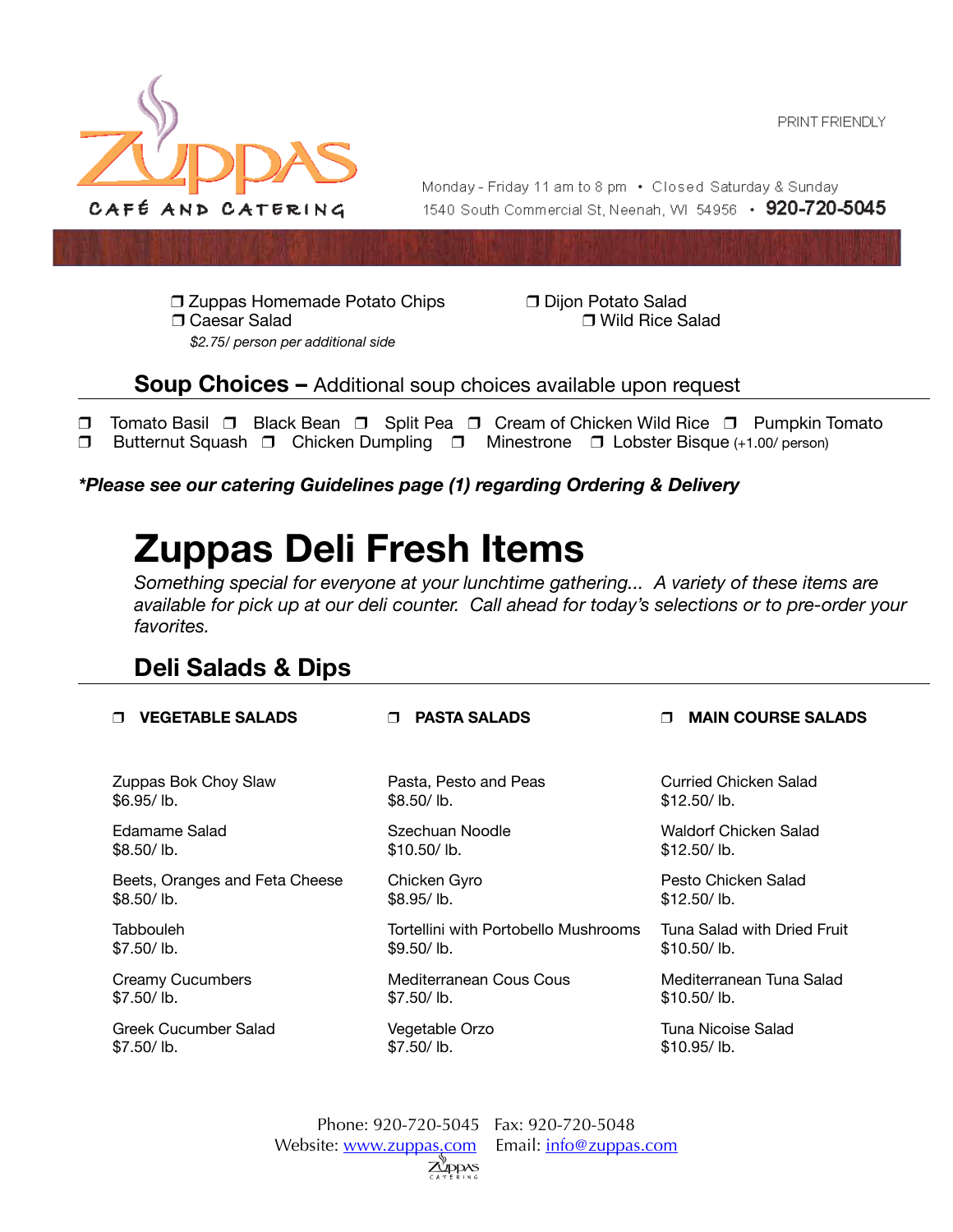PRINT FRIENDLY

ZUPPAS CAFÉ AND CATERING

Monday - Friday 11 am to 8 pm • Closed Saturday & Sunday
1540 South Commercial St, Neenah, WI 54956 • **920-720-5045**

❒ Zuppas Homemade Potato Chips
❒ Caesar Salad
❒ Dijon Potato Salad
❒ Wild Rice Salad

*$2.75/ person per additional side*

## **Soup Choices –** Additional soup choices available upon request

❒ Tomato Basil ❒ Black Bean ❒ Split Pea ❒ Cream of Chicken Wild Rice ❒ Pumpkin Tomato
❒ Butternut Squash ❒ Chicken Dumpling ❒ Minestrone ❒ Lobster Bisque (+1.00/ person)

***Please see our catering Guidelines page (1) regarding Ordering & Delivery***

# Zuppas Deli Fresh Items

*Something special for everyone at your lunchtime gathering... A variety of these items are available for pick up at our deli counter. Call ahead for today's selections or to pre-order your favorites.*

## Deli Salads & Dips

### ❒ VEGETABLE SALADS

Zuppas Bok Choy Slaw
$6.95/ lb.

Edamame Salad
$8.50/ lb.

Beets, Oranges and Feta Cheese
$8.50/ lb.

Tabbouleh
$7.50/ lb.

Creamy Cucumbers
$7.50/ lb.

Greek Cucumber Salad
$7.50/ lb.

### ❒ PASTA SALADS

Pasta, Pesto and Peas
$8.50/ lb.

Szechuan Noodle
$10.50/ lb.

Chicken Gyro
$8.95/ lb.

Tortellini with Portobello Mushrooms
$9.50/ lb.

Mediterranean Cous Cous
$7.50/ lb.

Vegetable Orzo
$7.50/ lb.

### ❒ MAIN COURSE SALADS

Curried Chicken Salad
$12.50/ lb.

Waldorf Chicken Salad
$12.50/ lb.

Pesto Chicken Salad
$12.50/ lb.

Tuna Salad with Dried Fruit
$10.50/ lb.

Mediterranean Tuna Salad
$10.50/ lb.

Tuna Nicoise Salad
$10.95/ lb.

Phone: 920-720-5045 Fax: 920-720-5048
Website: www.zuppas.com Email: info@zuppas.com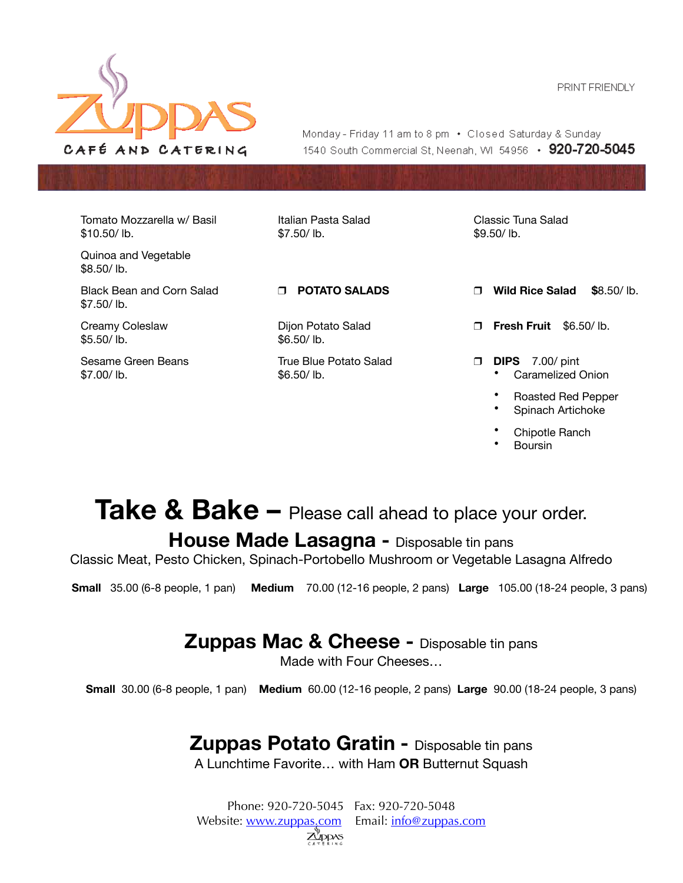PRINT FRIENDLY

# ZUPPAS
CAFÉ AND CATERING

Monday - Friday 11 am to 8 pm • Closed Saturday & Sunday
1540 South Commercial St, Neenah, WI 54956 • **920-720-5045**

Tomato Mozzarella w/ Basil
$10.50/ lb.

Quinoa and Vegetable
$8.50/ lb.

Black Bean and Corn Salad
$7.50/ lb.

Creamy Coleslaw
$5.50/ lb.

Sesame Green Beans
$7.00/ lb.

Italian Pasta Salad
$7.50/ lb.

❒ **POTATO SALADS**

Dijon Potato Salad
$6.50/ lb.

True Blue Potato Salad
$6.50/ lb.

Classic Tuna Salad
$9.50/ lb.

❒ **Wild Rice Salad** $8.50/ lb.

❒ **Fresh Fruit** $6.50/ lb.

❒ **DIPS** 7.00/ pint
- Caramelized Onion
- Roasted Red Pepper
- Spinach Artichoke
- Chipotle Ranch
- Boursin

# Take & Bake – Please call ahead to place your order.

## House Made Lasagna - Disposable tin pans

Classic Meat, Pesto Chicken, Spinach-Portobello Mushroom or Vegetable Lasagna Alfredo

**Small** 35.00 (6-8 people, 1 pan) **Medium** 70.00 (12-16 people, 2 pans) **Large** 105.00 (18-24 people, 3 pans)

## Zuppas Mac & Cheese - Disposable tin pans

Made with Four Cheeses…

**Small** 30.00 (6-8 people, 1 pan) **Medium** 60.00 (12-16 people, 2 pans) **Large** 90.00 (18-24 people, 3 pans)

## Zuppas Potato Gratin - Disposable tin pans

A Lunchtime Favorite… with Ham **OR** Butternut Squash

Phone: 920-720-5045 Fax: 920-720-5048
Website: www.zuppas.com Email: info@zuppas.com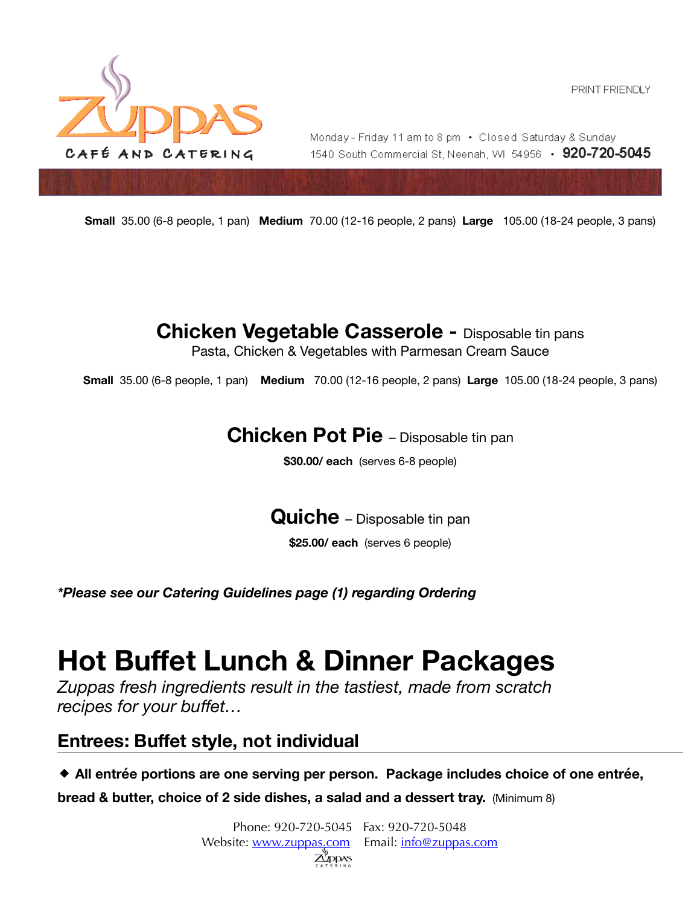**Small** 35.00 (6-8 people, 1 pan) **Medium** 70.00 (12-16 people, 2 pans) **Large** 105.00 (18-24 people, 3 pans)

## Chicken Vegetable Casserole - Disposable tin pans

Pasta, Chicken & Vegetables with Parmesan Cream Sauce

**Small** 35.00 (6-8 people, 1 pan) **Medium** 70.00 (12-16 people, 2 pans) **Large** 105.00 (18-24 people, 3 pans)

## Chicken Pot Pie – Disposable tin pan

**$30.00/ each** (serves 6-8 people)

## Quiche – Disposable tin pan

**$25.00/ each** (serves 6 people)

***Please see our Catering Guidelines page (1) regarding Ordering***

# Hot Buffet Lunch & Dinner Packages

*Zuppas fresh ingredients result in the tastiest, made from scratch recipes for your buffet…*

## Entrees: Buffet style, not individual

◆ **All entrée portions are one serving per person. Package includes choice of one entrée, bread & butter, choice of 2 side dishes, a salad and a dessert tray.** (Minimum 8)

Phone: 920-720-5045 Fax: 920-720-5048
Website: www.zuppas.com Email: info@zuppas.com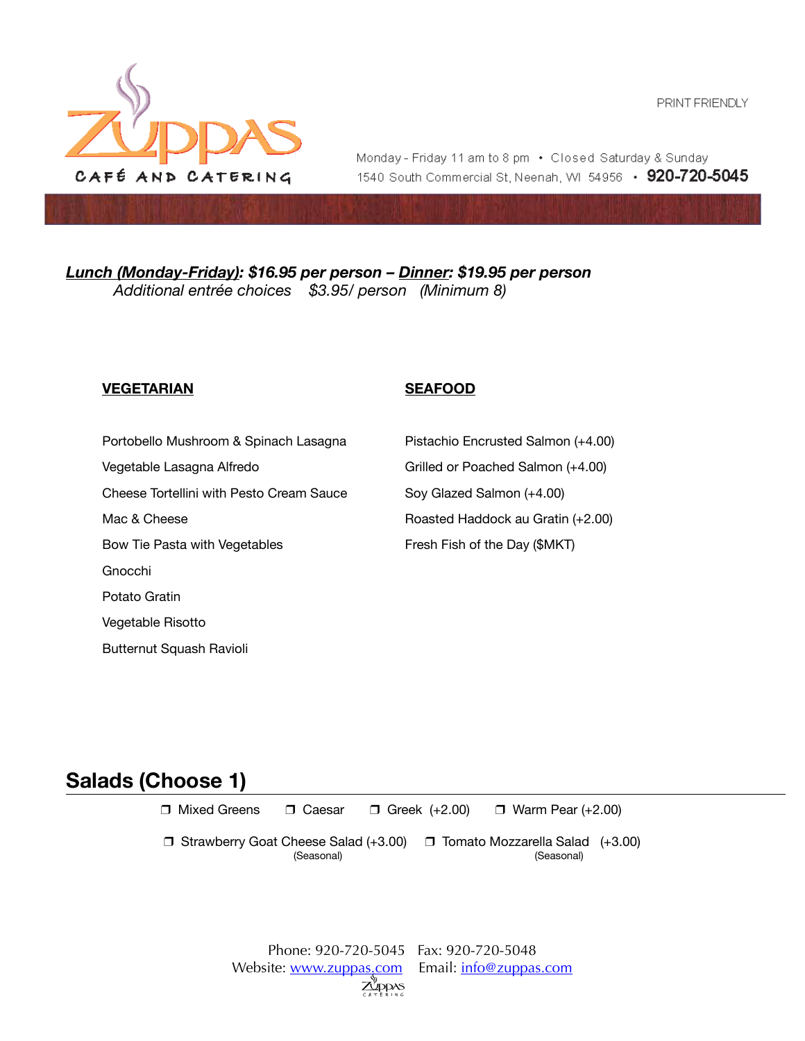PRINT FRIENDLY

# ZUPPAS CAFÉ AND CATERING

Monday - Friday 11 am to 8 pm • Closed Saturday & Sunday
1540 South Commercial St, Neenah, WI 54956 • **920-720-5045**

***Lunch (Monday-Friday): $16.95 per person – Dinner: $19.95 per person***

*Additional entrée choices $3.95/ person (Minimum 8)*

**VEGETARIAN**

Portobello Mushroom & Spinach Lasagna
Vegetable Lasagna Alfredo
Cheese Tortellini with Pesto Cream Sauce
Mac & Cheese
Bow Tie Pasta with Vegetables
Gnocchi
Potato Gratin
Vegetable Risotto
Butternut Squash Ravioli

**SEAFOOD**

Pistachio Encrusted Salmon (+4.00)
Grilled or Poached Salmon (+4.00)
Soy Glazed Salmon (+4.00)
Roasted Haddock au Gratin (+2.00)
Fresh Fish of the Day ($MKT)

## Salads (Choose 1)

❒ Mixed Greens ❒ Caesar ❒ Greek (+2.00) ❒ Warm Pear (+2.00)

❒ Strawberry Goat Cheese Salad (+3.00) (Seasonal) ❒ Tomato Mozzarella Salad (+3.00) (Seasonal)

Phone: 920-720-5045 Fax: 920-720-5048
Website: www.zuppas.com Email: info@zuppas.com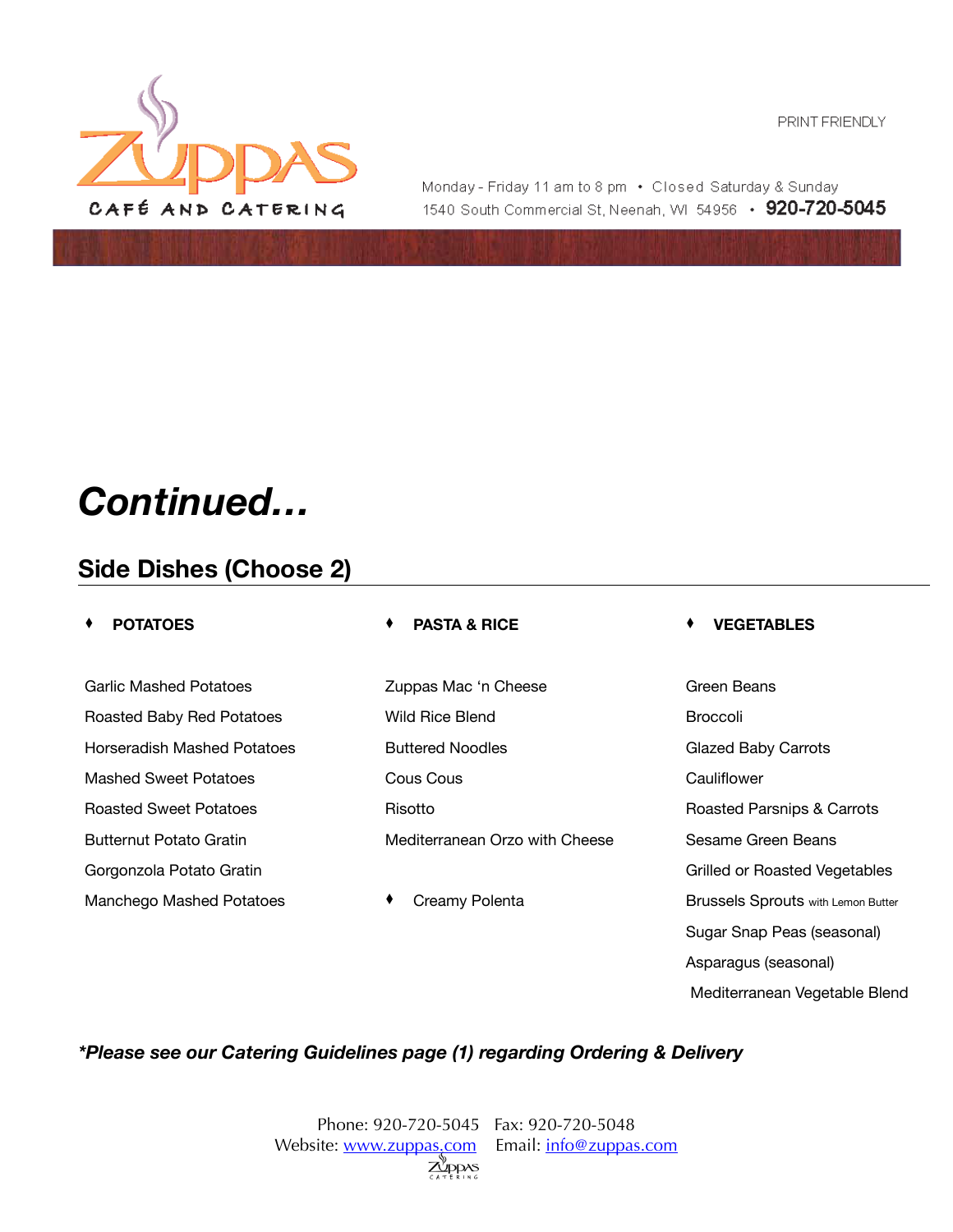PRINT FRIENDLY

Monday - Friday 11 am to 8 pm • Closed Saturday & Sunday
1540 South Commercial St, Neenah, WI 54956 • **920-720-5045**

# *Continued…*

## Side Dishes (Choose 2)

### ♦ POTATOES

Garlic Mashed Potatoes
Roasted Baby Red Potatoes
Horseradish Mashed Potatoes
Mashed Sweet Potatoes
Roasted Sweet Potatoes
Butternut Potato Gratin
Gorgonzola Potato Gratin
Manchego Mashed Potatoes

### ♦ PASTA & RICE

Zuppas Mac 'n Cheese
Wild Rice Blend
Buttered Noodles
Cous Cous
Risotto
Mediterranean Orzo with Cheese

♦ Creamy Polenta

### ♦ VEGETABLES

Green Beans
Broccoli
Glazed Baby Carrots
Cauliflower
Roasted Parsnips & Carrots
Sesame Green Beans
Grilled or Roasted Vegetables
Brussels Sprouts with Lemon Butter
Sugar Snap Peas (seasonal)
Asparagus (seasonal)
Mediterranean Vegetable Blend

***Please see our Catering Guidelines page (1) regarding Ordering & Delivery***

Phone: 920-720-5045 Fax: 920-720-5048
Website: www.zuppas.com Email: info@zuppas.com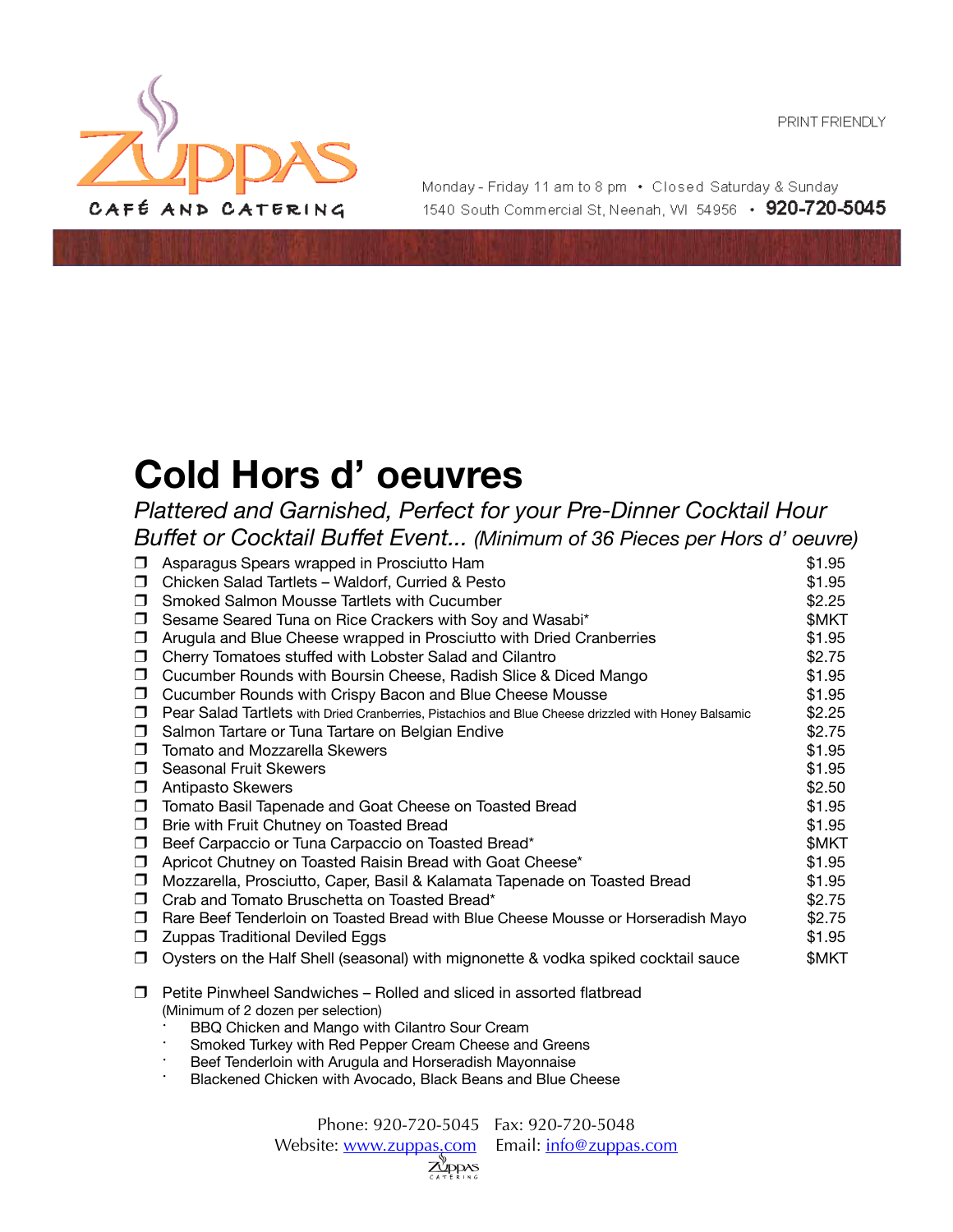PRINT FRIENDLY

Zuppas Café and Catering

Monday - Friday 11 am to 8 pm • Closed Saturday & Sunday
1540 South Commercial St, Neenah, WI 54956 • **920-720-5045**

# Cold Hors d' oeuvres

*Plattered and Garnished, Perfect for your Pre-Dinner Cocktail Hour Buffet or Cocktail Buffet Event... (Minimum of 36 Pieces per Hors d' oeuvre)*

| Item | Price |
|---|---|
| ❒ Asparagus Spears wrapped in Prosciutto Ham | $1.95 |
| ❒ Chicken Salad Tartlets – Waldorf, Curried & Pesto | $1.95 |
| ❒ Smoked Salmon Mousse Tartlets with Cucumber | $2.25 |
| ❒ Sesame Seared Tuna on Rice Crackers with Soy and Wasabi* | $MKT |
| ❒ Arugula and Blue Cheese wrapped in Prosciutto with Dried Cranberries | $1.95 |
| ❒ Cherry Tomatoes stuffed with Lobster Salad and Cilantro | $2.75 |
| ❒ Cucumber Rounds with Boursin Cheese, Radish Slice & Diced Mango | $1.95 |
| ❒ Cucumber Rounds with Crispy Bacon and Blue Cheese Mousse | $1.95 |
| ❒ Pear Salad Tartlets with Dried Cranberries, Pistachios and Blue Cheese drizzled with Honey Balsamic | $2.25 |
| ❒ Salmon Tartare or Tuna Tartare on Belgian Endive | $2.75 |
| ❒ Tomato and Mozzarella Skewers | $1.95 |
| ❒ Seasonal Fruit Skewers | $1.95 |
| ❒ Antipasto Skewers | $2.50 |
| ❒ Tomato Basil Tapenade and Goat Cheese on Toasted Bread | $1.95 |
| ❒ Brie with Fruit Chutney on Toasted Bread | $1.95 |
| ❒ Beef Carpaccio or Tuna Carpaccio on Toasted Bread* | $MKT |
| ❒ Apricot Chutney on Toasted Raisin Bread with Goat Cheese* | $1.95 |
| ❒ Mozzarella, Prosciutto, Caper, Basil & Kalamata Tapenade on Toasted Bread | $1.95 |
| ❒ Crab and Tomato Bruschetta on Toasted Bread* | $2.75 |
| ❒ Rare Beef Tenderloin on Toasted Bread with Blue Cheese Mousse or Horseradish Mayo | $2.75 |
| ❒ Zuppas Traditional Deviled Eggs | $1.95 |
| ❒ Oysters on the Half Shell (seasonal) with mignonette & vodka spiked cocktail sauce | $MKT |

❒ Petite Pinwheel Sandwiches – Rolled and sliced in assorted flatbread
(Minimum of 2 dozen per selection)

- BBQ Chicken and Mango with Cilantro Sour Cream
- Smoked Turkey with Red Pepper Cream Cheese and Greens
- Beef Tenderloin with Arugula and Horseradish Mayonnaise
- Blackened Chicken with Avocado, Black Beans and Blue Cheese

Phone: 920-720-5045 Fax: 920-720-5048
Website: www.zuppas.com Email: info@zuppas.com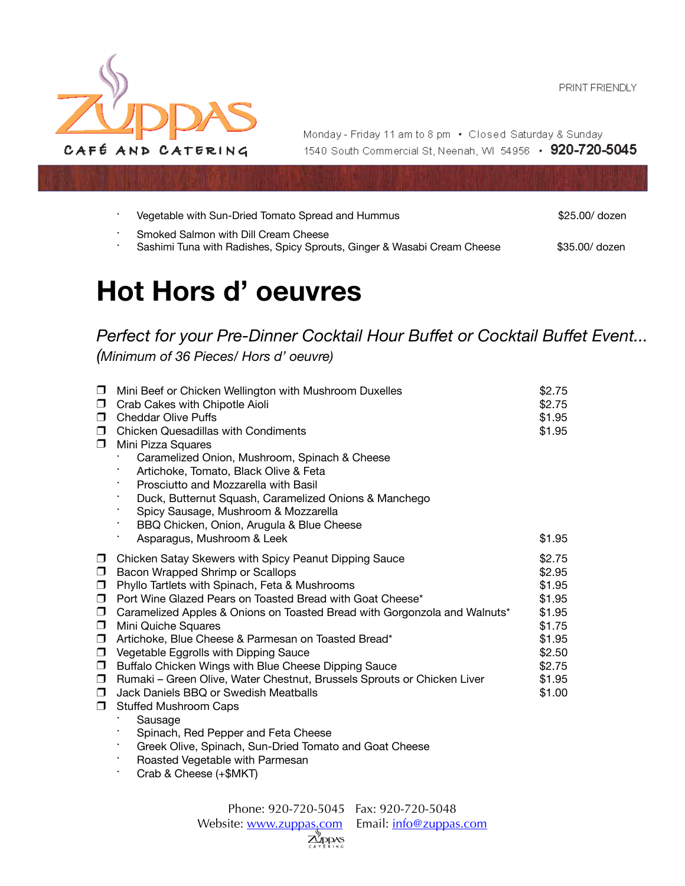- Vegetable with Sun-Dried Tomato Spread and Hummus — $25.00/ dozen
- Smoked Salmon with Dill Cream Cheese
- Sashimi Tuna with Radishes, Spicy Sprouts, Ginger & Wasabi Cream Cheese — $35.00/ dozen

# Hot Hors d' oeuvres

*Perfect for your Pre-Dinner Cocktail Hour Buffet or Cocktail Buffet Event...*
*(Minimum of 36 Pieces/ Hors d' oeuvre)*

| Item | Price |
|---|---|
| ❒ Mini Beef or Chicken Wellington with Mushroom Duxelles | $2.75 |
| ❒ Crab Cakes with Chipotle Aioli | $2.75 |
| ❒ Cheddar Olive Puffs | $1.95 |
| ❒ Chicken Quesadillas with Condiments | $1.95 |
| ❒ Mini Pizza Squares | |
| · Caramelized Onion, Mushroom, Spinach & Cheese | |
| · Artichoke, Tomato, Black Olive & Feta | |
| · Prosciutto and Mozzarella with Basil | |
| · Duck, Butternut Squash, Caramelized Onions & Manchego | |
| · Spicy Sausage, Mushroom & Mozzarella | |
| · BBQ Chicken, Onion, Arugula & Blue Cheese | |
| · Asparagus, Mushroom & Leek | $1.95 |
| ❒ Chicken Satay Skewers with Spicy Peanut Dipping Sauce | $2.75 |
| ❒ Bacon Wrapped Shrimp or Scallops | $2.95 |
| ❒ Phyllo Tartlets with Spinach, Feta & Mushrooms | $1.95 |
| ❒ Port Wine Glazed Pears on Toasted Bread with Goat Cheese* | $1.95 |
| ❒ Caramelized Apples & Onions on Toasted Bread with Gorgonzola and Walnuts* | $1.95 |
| ❒ Mini Quiche Squares | $1.75 |
| ❒ Artichoke, Blue Cheese & Parmesan on Toasted Bread* | $1.95 |
| ❒ Vegetable Eggrolls with Dipping Sauce | $2.50 |
| ❒ Buffalo Chicken Wings with Blue Cheese Dipping Sauce | $2.75 |
| ❒ Rumaki – Green Olive, Water Chestnut, Brussels Sprouts or Chicken Liver | $1.95 |
| ❒ Jack Daniels BBQ or Swedish Meatballs | $1.00 |
| ❒ Stuffed Mushroom Caps | |
| · Sausage | |
| · Spinach, Red Pepper and Feta Cheese | |
| · Greek Olive, Spinach, Sun-Dried Tomato and Goat Cheese | |
| · Roasted Vegetable with Parmesan | |
| · Crab & Cheese (+$MKT) | |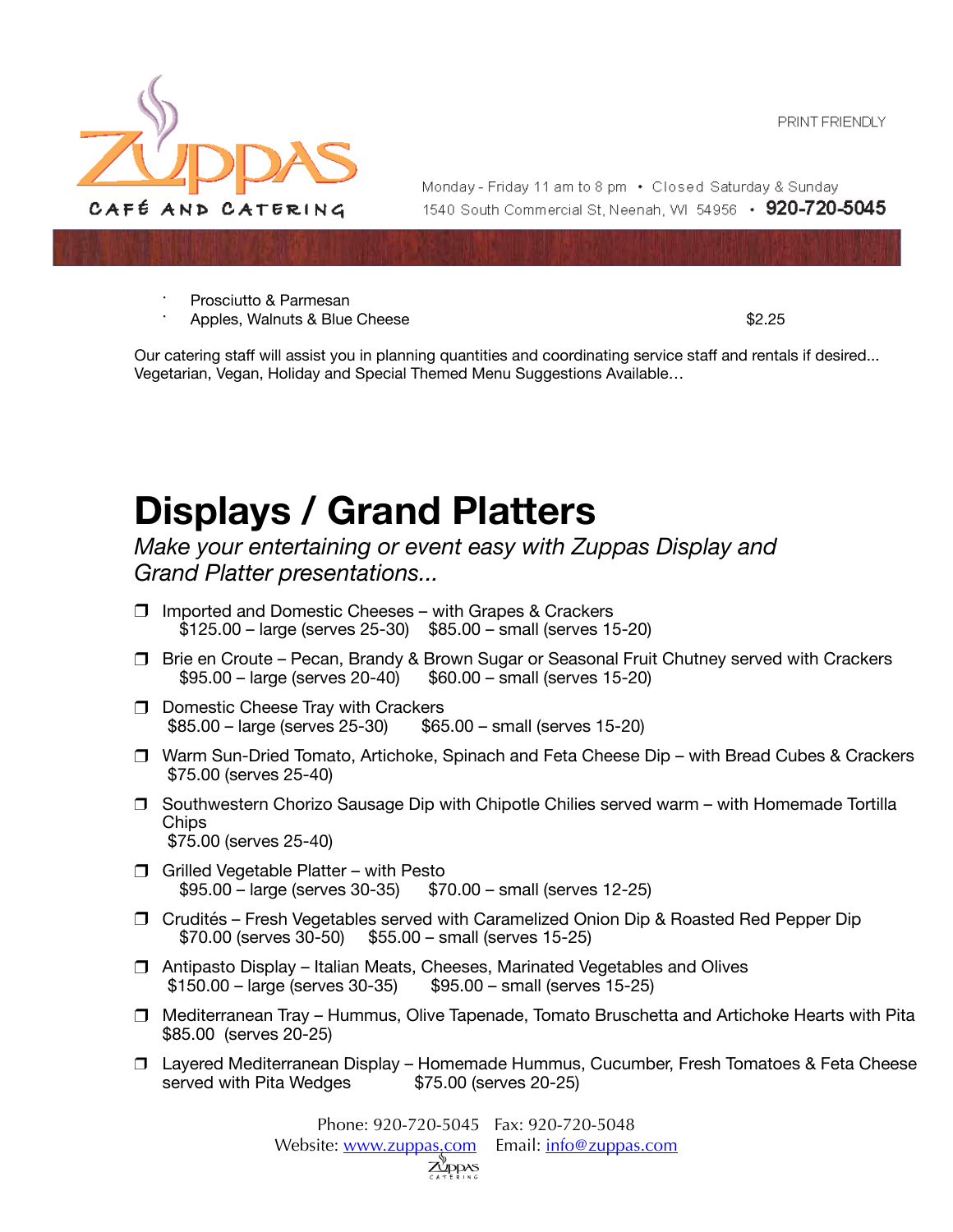- Prosciutto & Parmesan
- Apples, Walnuts & Blue Cheese $2.25

Our catering staff will assist you in planning quantities and coordinating service staff and rentals if desired... Vegetarian, Vegan, Holiday and Special Themed Menu Suggestions Available…

# Displays / Grand Platters

*Make your entertaining or event easy with Zuppas Display and Grand Platter presentations...*

- ❒ Imported and Domestic Cheeses – with Grapes & Crackers
  $125.00 – large (serves 25-30) $85.00 – small (serves 15-20)
- ❒ Brie en Croute – Pecan, Brandy & Brown Sugar or Seasonal Fruit Chutney served with Crackers
  $95.00 – large (serves 20-40) $60.00 – small (serves 15-20)
- ❒ Domestic Cheese Tray with Crackers
  $85.00 – large (serves 25-30) $65.00 – small (serves 15-20)
- ❒ Warm Sun-Dried Tomato, Artichoke, Spinach and Feta Cheese Dip – with Bread Cubes & Crackers
  $75.00 (serves 25-40)
- ❒ Southwestern Chorizo Sausage Dip with Chipotle Chilies served warm – with Homemade Tortilla Chips
  $75.00 (serves 25-40)
- ❒ Grilled Vegetable Platter – with Pesto
  $95.00 – large (serves 30-35) $70.00 – small (serves 12-25)
- ❒ Crudités – Fresh Vegetables served with Caramelized Onion Dip & Roasted Red Pepper Dip
  $70.00 (serves 30-50) $55.00 – small (serves 15-25)
- ❒ Antipasto Display – Italian Meats, Cheeses, Marinated Vegetables and Olives
  $150.00 – large (serves 30-35) $95.00 – small (serves 15-25)
- ❒ Mediterranean Tray – Hummus, Olive Tapenade, Tomato Bruschetta and Artichoke Hearts with Pita
  $85.00 (serves 20-25)
- ❒ Layered Mediterranean Display – Homemade Hummus, Cucumber, Fresh Tomatoes & Feta Cheese served with Pita Wedges $75.00 (serves 20-25)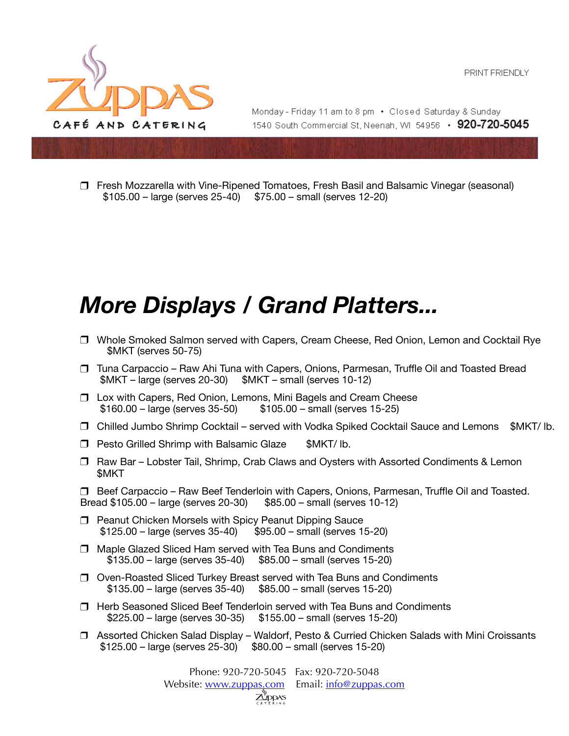- ❒ Fresh Mozzarella with Vine-Ripened Tomatoes, Fresh Basil and Balsamic Vinegar (seasonal)
  $105.00 – large (serves 25-40)     $75.00 – small (serves 12-20)

# *More Displays / Grand Platters...*

- ❒ Whole Smoked Salmon served with Capers, Cream Cheese, Red Onion, Lemon and Cocktail Rye
  $MKT (serves 50-75)
- ❒ Tuna Carpaccio – Raw Ahi Tuna with Capers, Onions, Parmesan, Truffle Oil and Toasted Bread
  $MKT – large (serves 20-30)     $MKT – small (serves 10-12)
- ❒ Lox with Capers, Red Onion, Lemons, Mini Bagels and Cream Cheese
  $160.00 – large (serves 35-50)     $105.00 – small (serves 15-25)
- ❒ Chilled Jumbo Shrimp Cocktail – served with Vodka Spiked Cocktail Sauce and Lemons     $MKT/ lb.
- ❒ Pesto Grilled Shrimp with Balsamic Glaze     $MKT/ lb.
- ❒ Raw Bar – Lobster Tail, Shrimp, Crab Claws and Oysters with Assorted Condiments & Lemon
  $MKT
- ❒ Beef Carpaccio – Raw Beef Tenderloin with Capers, Onions, Parmesan, Truffle Oil and Toasted. Bread $105.00 – large (serves 20-30)     $85.00 – small (serves 10-12)
- ❒ Peanut Chicken Morsels with Spicy Peanut Dipping Sauce
  $125.00 – large (serves 35-40)     $95.00 – small (serves 15-20)
- ❒ Maple Glazed Sliced Ham served with Tea Buns and Condiments
  $135.00 – large (serves 35-40)     $85.00 – small (serves 15-20)
- ❒ Oven-Roasted Sliced Turkey Breast served with Tea Buns and Condiments
  $135.00 – large (serves 35-40)     $85.00 – small (serves 15-20)
- ❒ Herb Seasoned Sliced Beef Tenderloin served with Tea Buns and Condiments
  $225.00 – large (serves 30-35)     $155.00 – small (serves 15-20)
- ❒ Assorted Chicken Salad Display – Waldorf, Pesto & Curried Chicken Salads with Mini Croissants
  $125.00 – large (serves 25-30)     $80.00 – small (serves 15-20)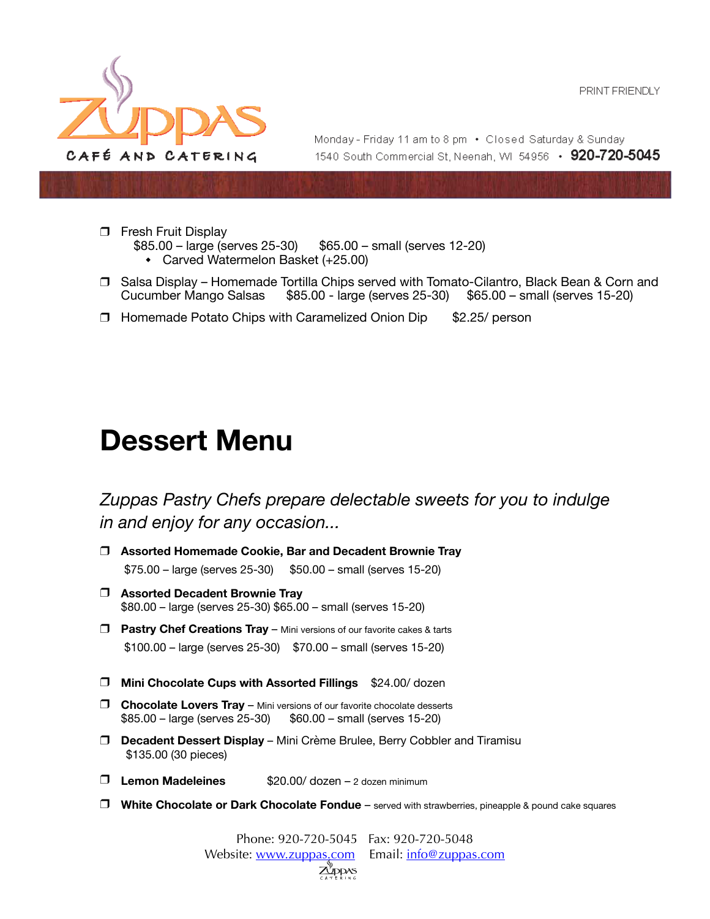- Fresh Fruit Display
  $85.00 – large (serves 25-30)   $65.00 – small (serves 12-20)
  - Carved Watermelon Basket (+25.00)
- Salsa Display – Homemade Tortilla Chips served with Tomato-Cilantro, Black Bean & Corn and Cucumber Mango Salsas   $85.00 - large (serves 25-30)   $65.00 – small (serves 15-20)
- Homemade Potato Chips with Caramelized Onion Dip   $2.25/ person

# Dessert Menu

*Zuppas Pastry Chefs prepare delectable sweets for you to indulge in and enjoy for any occasion...*

- **Assorted Homemade Cookie, Bar and Decadent Brownie Tray**
  $75.00 – large (serves 25-30)   $50.00 – small (serves 15-20)
- **Assorted Decadent Brownie Tray**
  $80.00 – large (serves 25-30) $65.00 – small (serves 15-20)
- **Pastry Chef Creations Tray** – Mini versions of our favorite cakes & tarts
  $100.00 – large (serves 25-30)   $70.00 – small (serves 15-20)
- **Mini Chocolate Cups with Assorted Fillings**   $24.00/ dozen
- **Chocolate Lovers Tray** – Mini versions of our favorite chocolate desserts
  $85.00 – large (serves 25-30)   $60.00 – small (serves 15-20)
- **Decadent Dessert Display** – Mini Crème Brulee, Berry Cobbler and Tiramisu
  $135.00 (30 pieces)
- **Lemon Madeleines**   $20.00/ dozen – 2 dozen minimum
- **White Chocolate or Dark Chocolate Fondue** – served with strawberries, pineapple & pound cake squares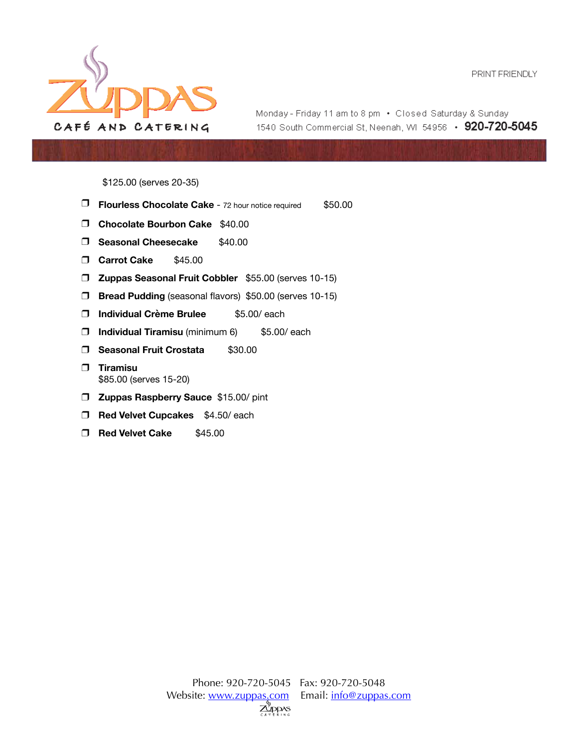$125.00 (serves 20-35)

- ❒ **Flourless Chocolate Cake** - 72 hour notice required $50.00
- ❒ **Chocolate Bourbon Cake** $40.00
- ❒ **Seasonal Cheesecake** $40.00
- ❒ **Carrot Cake** $45.00
- ❒ **Zuppas Seasonal Fruit Cobbler** $55.00 (serves 10-15)
- ❒ **Bread Pudding** (seasonal flavors) $50.00 (serves 10-15)
- ❒ **Individual Crème Brulee** $5.00/ each
- ❒ **Individual Tiramisu** (minimum 6) $5.00/ each
- ❒ **Seasonal Fruit Crostata** $30.00
- ❒ **Tiramisu**
  $85.00 (serves 15-20)
- ❒ **Zuppas Raspberry Sauce** $15.00/ pint
- ❒ **Red Velvet Cupcakes** $4.50/ each
- ❒ **Red Velvet Cake** $45.00